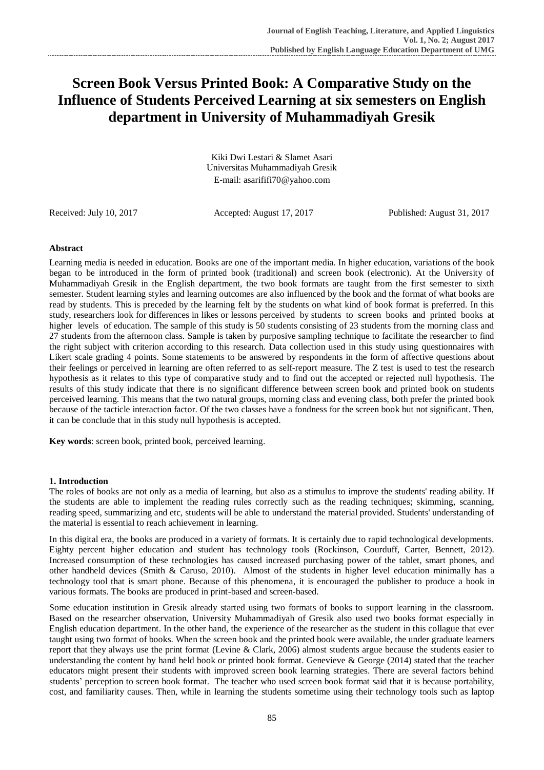# Screen Book Versus Printed Book: A Comparative Study on the Influence of Students Perceived Learning at six semesters on English department in University of Muhammadiyah Gresik

Kiki Dwi Lestari & Slamet Asari
Universitas Muhammadiyah Gresik
E-mail: asarififi70@yahoo.com

Received: July 10, 2017 Accepted: August 17, 2017 Published: August 31, 2017

## Abstract

Learning media is needed in education. Books are one of the important media. In higher education, variations of the book began to be introduced in the form of printed book (traditional) and screen book (electronic). At the University of Muhammadiyah Gresik in the English department, the two book formats are taught from the first semester to sixth semester. Student learning styles and learning outcomes are also influenced by the book and the format of what books are read by students. This is preceded by the learning felt by the students on what kind of book format is preferred. In this study, researchers look for differences in likes or lessons perceived by students to screen books and printed books at higher levels of education. The sample of this study is 50 students consisting of 23 students from the morning class and 27 students from the afternoon class. Sample is taken by purposive sampling technique to facilitate the researcher to find the right subject with criterion according to this research. Data collection used in this study using questionnaires with Likert scale grading 4 points. Some statements to be answered by respondents in the form of affective questions about their feelings or perceived in learning are often referred to as self-report measure. The Z test is used to test the research hypothesis as it relates to this type of comparative study and to find out the accepted or rejected null hypothesis. The results of this study indicate that there is no significant difference between screen book and printed book on students perceived learning. This means that the two natural groups, morning class and evening class, both prefer the printed book because of the tacticle interaction factor. Of the two classes have a fondness for the screen book but not significant. Then, it can be conclude that in this study null hypothesis is accepted.

**Key words**: screen book, printed book, perceived learning.

## 1. Introduction

The roles of books are not only as a media of learning, but also as a stimulus to improve the students' reading ability. If the students are able to implement the reading rules correctly such as the reading techniques; skimming, scanning, reading speed, summarizing and etc, students will be able to understand the material provided. Students' understanding of the material is essential to reach achievement in learning.

In this digital era, the books are produced in a variety of formats. It is certainly due to rapid technological developments. Eighty percent higher education and student has technology tools (Rockinson, Courduff, Carter, Bennett, 2012). Increased consumption of these technologies has caused increased purchasing power of the tablet, smart phones, and other handheld devices (Smith & Caruso, 2010). Almost of the students in higher level education minimally has a technology tool that is smart phone. Because of this phenomena, it is encouraged the publisher to produce a book in various formats. The books are produced in print-based and screen-based.

Some education institution in Gresik already started using two formats of books to support learning in the classroom. Based on the researcher observation, University Muhammadiyah of Gresik also used two books format especially in English education department. In the other hand, the experience of the researcher as the student in this collague that ever taught using two format of books. When the screen book and the printed book were available, the under graduate learners report that they always use the print format (Levine & Clark, 2006) almost students argue because the students easier to understanding the content by hand held book or printed book format. Genevieve & George (2014) stated that the teacher educators might present their students with improved screen book learning strategies. There are several factors behind students' perception to screen book format. The teacher who used screen book format said that it is because portability, cost, and familiarity causes. Then, while in learning the students sometime using their technology tools such as laptop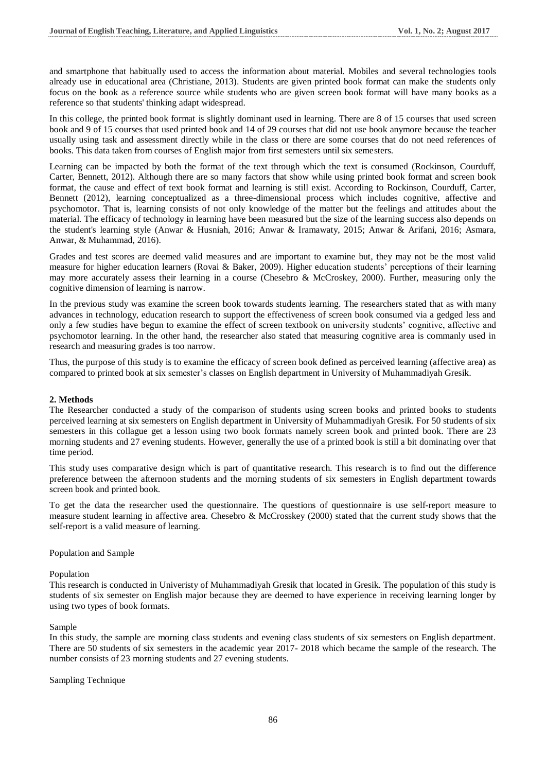and smartphone that habitually used to access the information about material. Mobiles and several technologies tools already use in educational area (Christiane, 2013). Students are given printed book format can make the students only focus on the book as a reference source while students who are given screen book format will have many books as a reference so that students' thinking adapt widespread.

In this college, the printed book format is slightly dominant used in learning. There are 8 of 15 courses that used screen book and 9 of 15 courses that used printed book and 14 of 29 courses that did not use book anymore because the teacher usually using task and assessment directly while in the class or there are some courses that do not need references of books. This data taken from courses of English major from first semesters until six semesters.

Learning can be impacted by both the format of the text through which the text is consumed (Rockinson, Courduff, Carter, Bennett, 2012). Although there are so many factors that show while using printed book format and screen book format, the cause and effect of text book format and learning is still exist. According to Rockinson, Courduff, Carter, Bennett (2012), learning conceptualized as a three-dimensional process which includes cognitive, affective and psychomotor. That is, learning consists of not only knowledge of the matter but the feelings and attitudes about the material. The efficacy of technology in learning have been measured but the size of the learning success also depends on the student's learning style (Anwar & Husniah, 2016; Anwar & Iramawaty, 2015; Anwar & Arifani, 2016; Asmara, Anwar, & Muhammad, 2016).

Grades and test scores are deemed valid measures and are important to examine but, they may not be the most valid measure for higher education learners (Rovai & Baker, 2009). Higher education students' perceptions of their learning may more accurately assess their learning in a course (Chesebro & McCroskey, 2000). Further, measuring only the cognitive dimension of learning is narrow.

In the previous study was examine the screen book towards students learning. The researchers stated that as with many advances in technology, education research to support the effectiveness of screen book consumed via a gedged less and only a few studies have begun to examine the effect of screen textbook on university students' cognitive, affective and psychomotor learning. In the other hand, the researcher also stated that measuring cognitive area is commanly used in research and measuring grades is too narrow.

Thus, the purpose of this study is to examine the efficacy of screen book defined as perceived learning (affective area) as compared to printed book at six semester's classes on English department in University of Muhammadiyah Gresik.

## 2. Methods

The Researcher conducted a study of the comparison of students using screen books and printed books to students perceived learning at six semesters on English department in University of Muhammadiyah Gresik. For 50 students of six semesters in this collague get a lesson using two book formats namely screen book and printed book. There are 23 morning students and 27 evening students. However, generally the use of a printed book is still a bit dominating over that time period.

This study uses comparative design which is part of quantitative research. This research is to find out the difference preference between the afternoon students and the morning students of six semesters in English department towards screen book and printed book.

To get the data the researcher used the questionnaire. The questions of questionnaire is use self-report measure to measure student learning in affective area. Chesebro & McCrosskey (2000) stated that the current study shows that the self-report is a valid measure of learning.

### Population and Sample

#### Population

This research is conducted in Univeristy of Muhammadiyah Gresik that located in Gresik. The population of this study is students of six semester on English major because they are deemed to have experience in receiving learning longer by using two types of book formats.

#### Sample

In this study, the sample are morning class students and evening class students of six semesters on English department. There are 50 students of six semesters in the academic year 2017- 2018 which became the sample of the research. The number consists of 23 morning students and 27 evening students.

#### Sampling Technique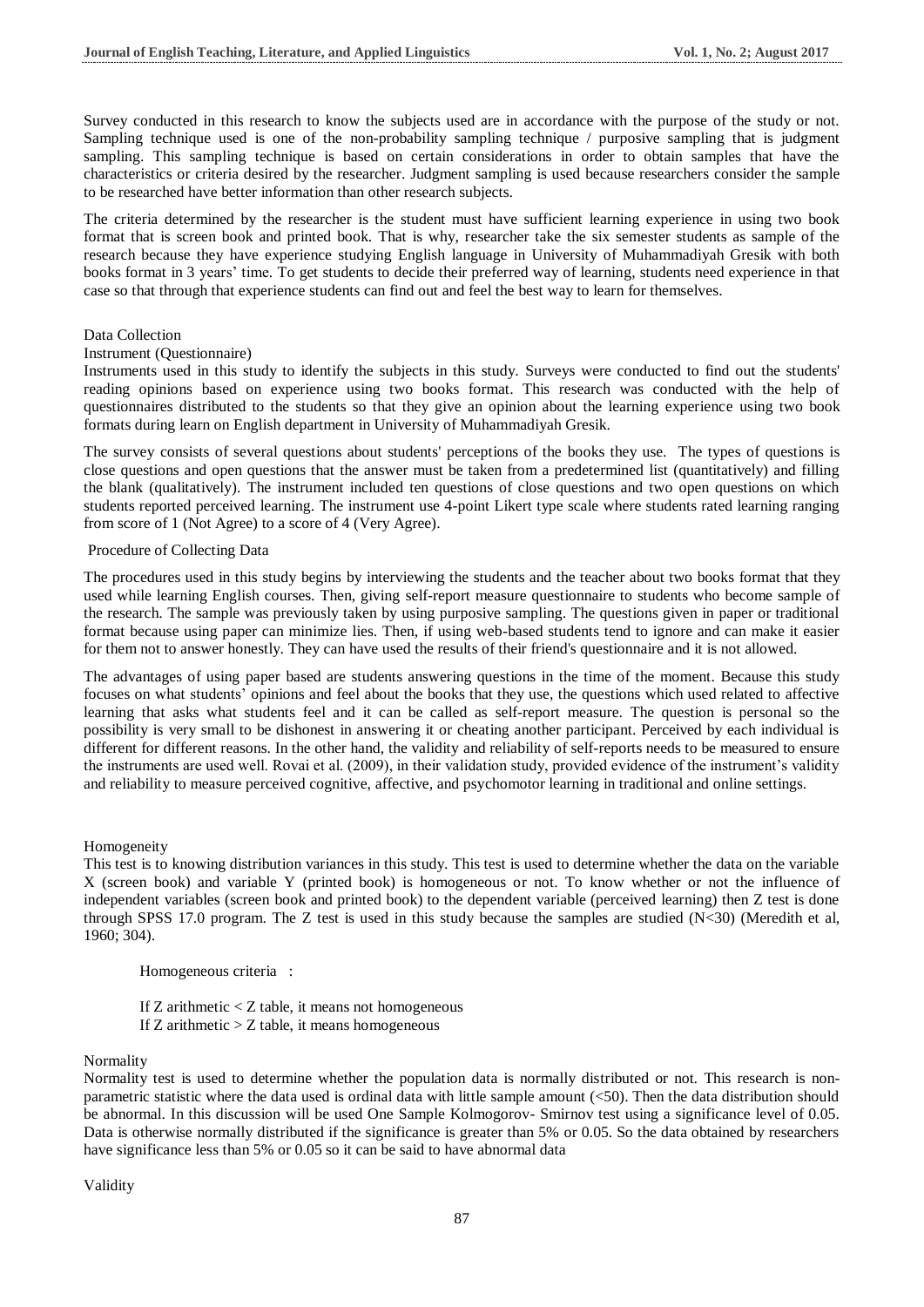Survey conducted in this research to know the subjects used are in accordance with the purpose of the study or not. Sampling technique used is one of the non-probability sampling technique / purposive sampling that is judgment sampling. This sampling technique is based on certain considerations in order to obtain samples that have the characteristics or criteria desired by the researcher. Judgment sampling is used because researchers consider the sample to be researched have better information than other research subjects.

The criteria determined by the researcher is the student must have sufficient learning experience in using two book format that is screen book and printed book. That is why, researcher take the six semester students as sample of the research because they have experience studying English language in University of Muhammadiyah Gresik with both books format in 3 years' time. To get students to decide their preferred way of learning, students need experience in that case so that through that experience students can find out and feel the best way to learn for themselves.

### Data Collection

#### Instrument (Questionnaire)

Instruments used in this study to identify the subjects in this study. Surveys were conducted to find out the students' reading opinions based on experience using two books format. This research was conducted with the help of questionnaires distributed to the students so that they give an opinion about the learning experience using two book formats during learn on English department in University of Muhammadiyah Gresik.

The survey consists of several questions about students' perceptions of the books they use. The types of questions is close questions and open questions that the answer must be taken from a predetermined list (quantitatively) and filling the blank (qualitatively). The instrument included ten questions of close questions and two open questions on which students reported perceived learning. The instrument use 4-point Likert type scale where students rated learning ranging from score of 1 (Not Agree) to a score of 4 (Very Agree).

#### Procedure of Collecting Data

The procedures used in this study begins by interviewing the students and the teacher about two books format that they used while learning English courses. Then, giving self-report measure questionnaire to students who become sample of the research. The sample was previously taken by using purposive sampling. The questions given in paper or traditional format because using paper can minimize lies. Then, if using web-based students tend to ignore and can make it easier for them not to answer honestly. They can have used the results of their friend's questionnaire and it is not allowed.

The advantages of using paper based are students answering questions in the time of the moment. Because this study focuses on what students' opinions and feel about the books that they use, the questions which used related to affective learning that asks what students feel and it can be called as self-report measure. The question is personal so the possibility is very small to be dishonest in answering it or cheating another participant. Perceived by each individual is different for different reasons. In the other hand, the validity and reliability of self-reports needs to be measured to ensure the instruments are used well. Rovai et al. (2009), in their validation study, provided evidence of the instrument's validity and reliability to measure perceived cognitive, affective, and psychomotor learning in traditional and online settings.

#### Homogeneity

This test is to knowing distribution variances in this study. This test is used to determine whether the data on the variable X (screen book) and variable Y (printed book) is homogeneous or not. To know whether or not the influence of independent variables (screen book and printed book) to the dependent variable (perceived learning) then Z test is done through SPSS 17.0 program. The Z test is used in this study because the samples are studied ($N<30$) (Meredith et al, 1960; 304).

Homogeneous criteria :

If Z arithmetic < Z table, it means not homogeneous
If Z arithmetic > Z table, it means homogeneous

#### Normality

Normality test is used to determine whether the population data is normally distributed or not. This research is non-parametric statistic where the data used is ordinal data with little sample amount (<50). Then the data distribution should be abnormal. In this discussion will be used One Sample Kolmogorov- Smirnov test using a significance level of 0.05. Data is otherwise normally distributed if the significance is greater than 5% or 0.05. So the data obtained by researchers have significance less than 5% or 0.05 so it can be said to have abnormal data

#### Validity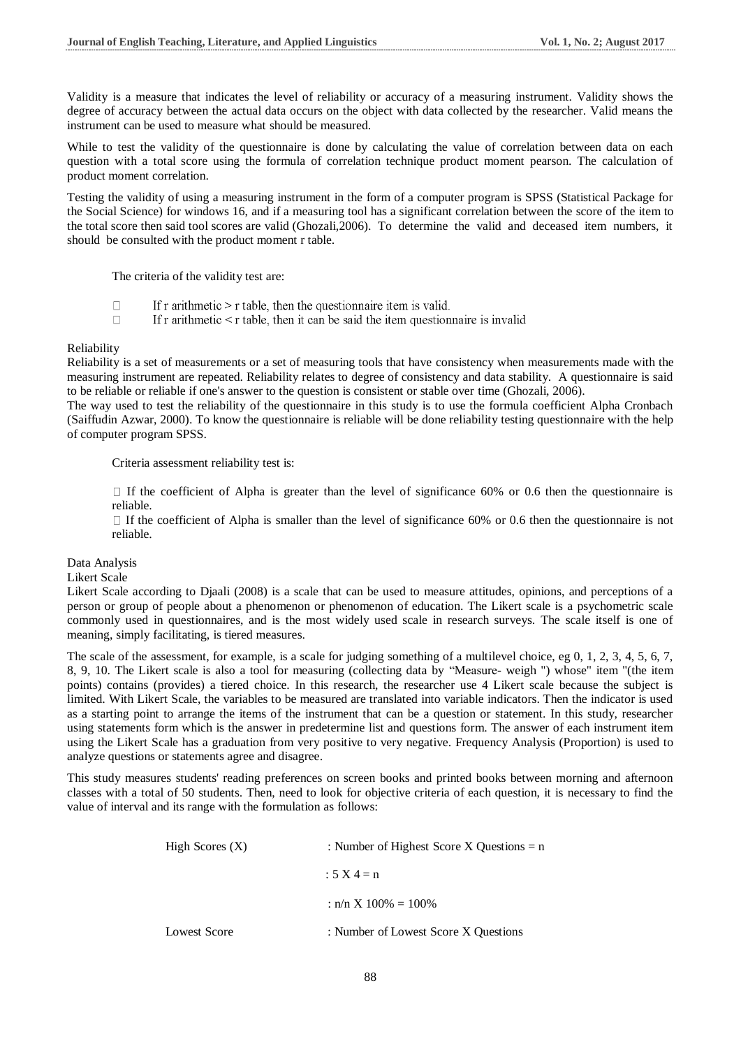Validity is a measure that indicates the level of reliability or accuracy of a measuring instrument. Validity shows the degree of accuracy between the actual data occurs on the object with data collected by the researcher. Valid means the instrument can be used to measure what should be measured.

While to test the validity of the questionnaire is done by calculating the value of correlation between data on each question with a total score using the formula of correlation technique product moment pearson. The calculation of product moment correlation.

Testing the validity of using a measuring instrument in the form of a computer program is SPSS (Statistical Package for the Social Science) for windows 16, and if a measuring tool has a significant correlation between the score of the item to the total score then said tool scores are valid (Ghozali,2006). To determine the valid and deceased item numbers, it should be consulted with the product moment r table.

The criteria of the validity test are:

- If r arithmetic > r table, then the questionnaire item is valid.
- If r arithmetic < r table, then it can be said the item questionnaire is invalid

Reliability

Reliability is a set of measurements or a set of measuring tools that have consistency when measurements made with the measuring instrument are repeated. Reliability relates to degree of consistency and data stability. A questionnaire is said to be reliable or reliable if one's answer to the question is consistent or stable over time (Ghozali, 2006).

The way used to test the reliability of the questionnaire in this study is to use the formula coefficient Alpha Cronbach (Saiffudin Azwar, 2000). To know the questionnaire is reliable will be done reliability testing questionnaire with the help of computer program SPSS.

Criteria assessment reliability test is:

- If the coefficient of Alpha is greater than the level of significance 60% or 0.6 then the questionnaire is reliable.
- If the coefficient of Alpha is smaller than the level of significance 60% or 0.6 then the questionnaire is not reliable.

Data Analysis

Likert Scale

Likert Scale according to Djaali (2008) is a scale that can be used to measure attitudes, opinions, and perceptions of a person or group of people about a phenomenon or phenomenon of education. The Likert scale is a psychometric scale commonly used in questionnaires, and is the most widely used scale in research surveys. The scale itself is one of meaning, simply facilitating, is tiered measures.

The scale of the assessment, for example, is a scale for judging something of a multilevel choice, eg 0, 1, 2, 3, 4, 5, 6, 7, 8, 9, 10. The Likert scale is also a tool for measuring (collecting data by "Measure- weigh ") whose" item "(the item points) contains (provides) a tiered choice. In this research, the researcher use 4 Likert scale because the subject is limited. With Likert Scale, the variables to be measured are translated into variable indicators. Then the indicator is used as a starting point to arrange the items of the instrument that can be a question or statement. In this study, researcher using statements form which is the answer in predetermine list and questions form. The answer of each instrument item using the Likert Scale has a graduation from very positive to very negative. Frequency Analysis (Proportion) is used to analyze questions or statements agree and disagree.

This study measures students' reading preferences on screen books and printed books between morning and afternoon classes with a total of 50 students. Then, need to look for objective criteria of each question, it is necessary to find the value of interval and its range with the formulation as follows:

High Scores (X) : Number of Highest Score X Questions = n

: 5 X 4 = n

: n/n X 100% = 100%

Lowest Score : Number of Lowest Score X Questions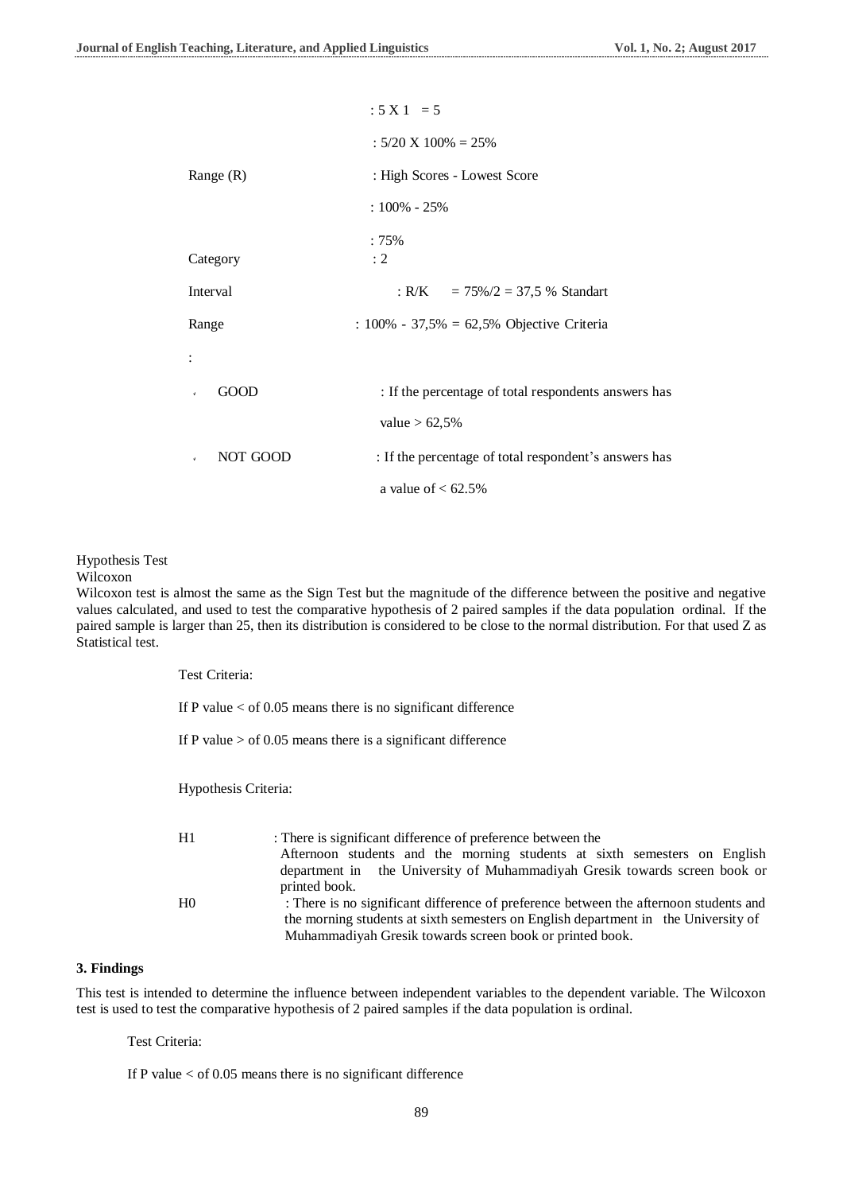: 5 X 1 = 5

: 5/20 X 100% = 25%

Range (R) : High Scores - Lowest Score

: 100% - 25%

: 75%

Category : 2

Interval : R/K = 75%/2 = 37,5 % Standart

Range : 100% - 37,5% = 62,5% Objective Criteria

:

- GOOD : If the percentage of total respondents answers has value > 62,5%
- NOT GOOD : If the percentage of total respondent's answers has a value of < 62.5%

Hypothesis Test

Wilcoxon

Wilcoxon test is almost the same as the Sign Test but the magnitude of the difference between the positive and negative values calculated, and used to test the comparative hypothesis of 2 paired samples if the data population ordinal. If the paired sample is larger than 25, then its distribution is considered to be close to the normal distribution. For that used Z as Statistical test.

Test Criteria:

If P value < of 0.05 means there is no significant difference

If P value > of 0.05 means there is a significant difference

Hypothesis Criteria:

H1 : There is significant difference of preference between the Afternoon students and the morning students at sixth semesters on English department in the University of Muhammadiyah Gresik towards screen book or printed book.

H0 : There is no significant difference of preference between the afternoon students and the morning students at sixth semesters on English department in the University of Muhammadiyah Gresik towards screen book or printed book.

### 3. Findings

This test is intended to determine the influence between independent variables to the dependent variable. The Wilcoxon test is used to test the comparative hypothesis of 2 paired samples if the data population is ordinal.

Test Criteria:

If P value < of 0.05 means there is no significant difference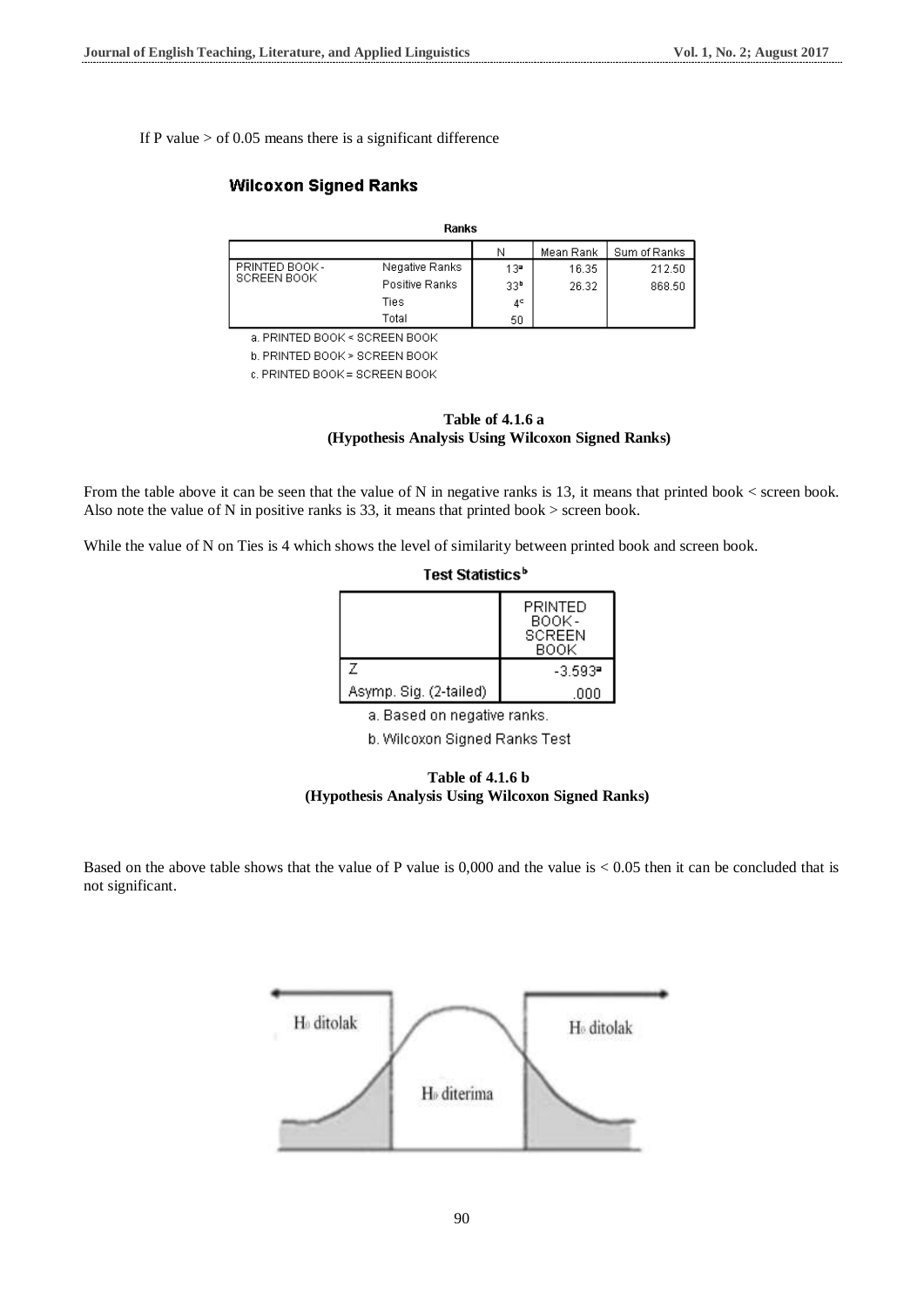If P value > of 0.05 means there is a significant difference

**Wilcoxon Signed Ranks**

**Ranks**

| | | N | Mean Rank | Sum of Ranks |
|---|---|---|---|---|
| PRINTED BOOK - SCREEN BOOK | Negative Ranks | 13[a] | 16.35 | 212.50 |
| | Positive Ranks | 33[b] | 26.32 | 868.50 |
| | Ties | 4[c] | | |
| | Total | 50 | | |

a. PRINTED BOOK < SCREEN BOOK

b. PRINTED BOOK > SCREEN BOOK

c. PRINTED BOOK = SCREEN BOOK

**Table of 4.1.6 a**
**(Hypothesis Analysis Using Wilcoxon Signed Ranks)**

From the table above it can be seen that the value of N in negative ranks is 13, it means that printed book < screen book. Also note the value of N in positive ranks is 33, it means that printed book > screen book.

While the value of N on Ties is 4 which shows the level of similarity between printed book and screen book.

**Test Statistics[b]**

| | PRINTED BOOK - SCREEN BOOK |
|---|---|
| Z | -3.593[a] |
| Asymp. Sig. (2-tailed) | .000 |

a. Based on negative ranks.

b. Wilcoxon Signed Ranks Test

**Table of 4.1.6 b**
**(Hypothesis Analysis Using Wilcoxon Signed Ranks)**

Based on the above table shows that the value of P value is 0,000 and the value is < 0.05 then it can be concluded that is not significant.

$H_0$ ditolak — $H_0$ diterima — $H_0$ ditolak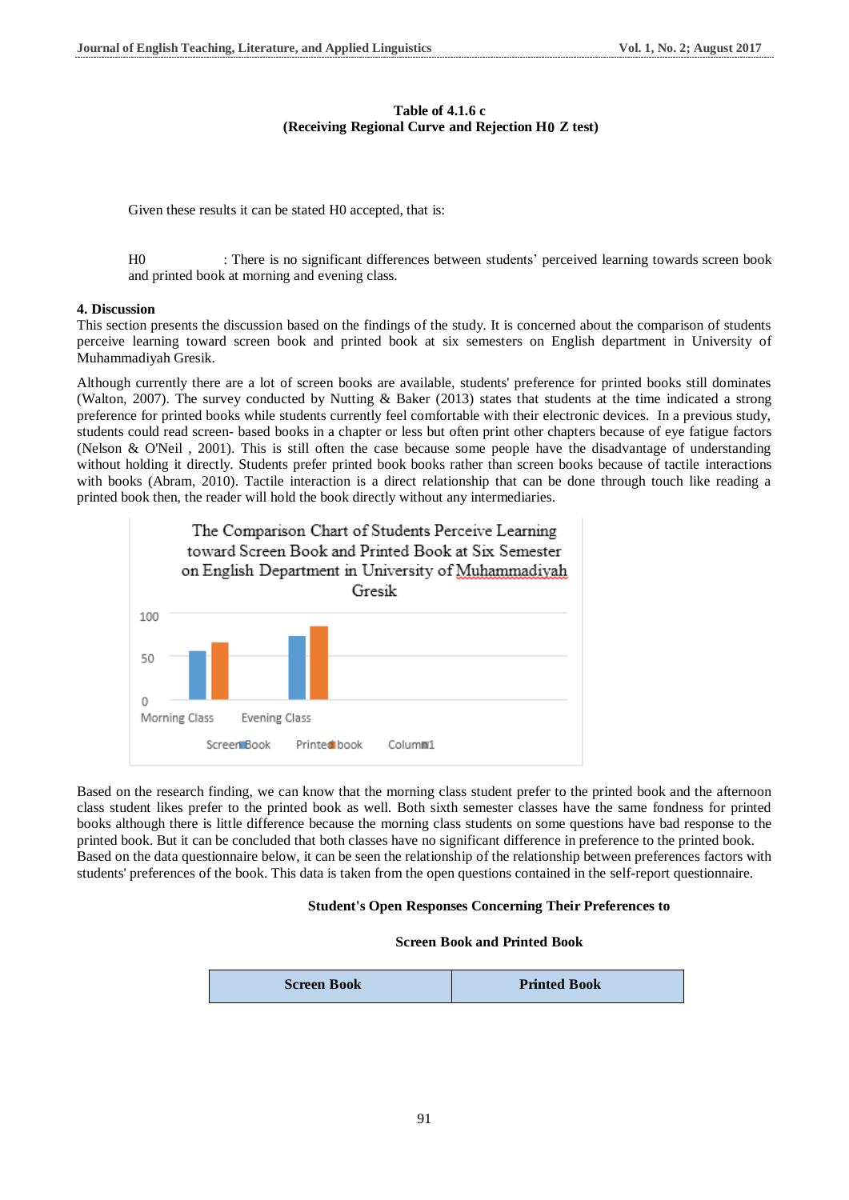**Table of 4.1.6 c**
**(Receiving Regional Curve and Rejection H0 Z test)**

Given these results it can be stated H0 accepted, that is:

H0 : There is no significant differences between students' perceived learning towards screen book and printed book at morning and evening class.

### 4. Discussion

This section presents the discussion based on the findings of the study. It is concerned about the comparison of students perceive learning toward screen book and printed book at six semesters on English department in University of Muhammadiyah Gresik.

Although currently there are a lot of screen books are available, students' preference for printed books still dominates (Walton, 2007). The survey conducted by Nutting & Baker (2013) states that students at the time indicated a strong preference for printed books while students currently feel comfortable with their electronic devices. In a previous study, students could read screen- based books in a chapter or less but often print other chapters because of eye fatigue factors (Nelson & O'Neil , 2001). This is still often the case because some people have the disadvantage of understanding without holding it directly. Students prefer printed book books rather than screen books because of tactile interactions with books (Abram, 2010). Tactile interaction is a direct relationship that can be done through touch like reading a printed book then, the reader will hold the book directly without any intermediaries.

The Comparison Chart of Students Perceive Learning toward Screen Book and Printed Book at Six Semester on English Department in University of Muhammadiyah Gresik

| | Screen Book | Printed book | Column1 |
|---|---|---|---|
| Morning Class | | | |
| Evening Class | | | |

Based on the research finding, we can know that the morning class student prefer to the printed book and the afternoon class student likes prefer to the printed book as well. Both sixth semester classes have the same fondness for printed books although there is little difference because the morning class students on some questions have bad response to the printed book. But it can be concluded that both classes have no significant difference in preference to the printed book. Based on the data questionnaire below, it can be seen the relationship of the relationship between preferences factors with students' preferences of the book. This data is taken from the open questions contained in the self-report questionnaire.

**Student's Open Responses Concerning Their Preferences to**

**Screen Book and Printed Book**

| Screen Book | Printed Book |
|---|---|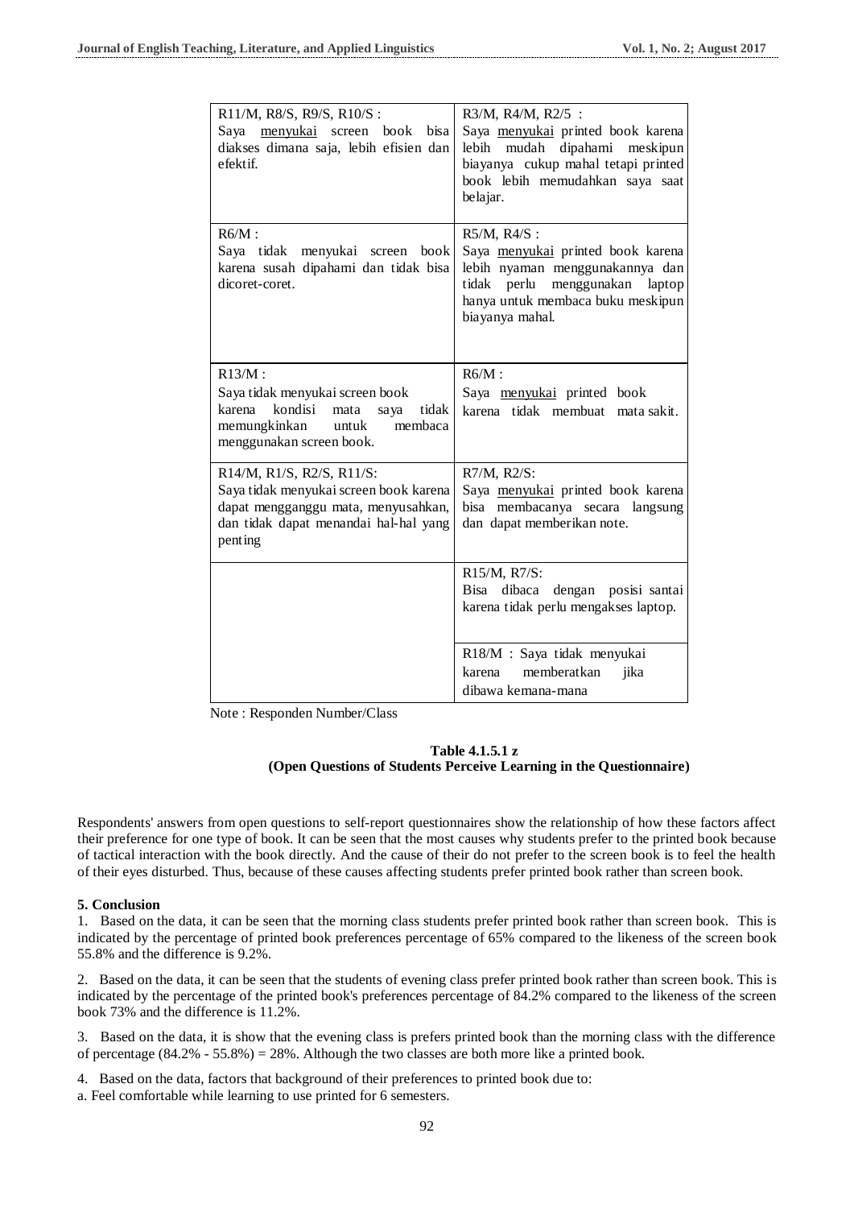| | |
|---|---|
| R11/M, R8/S, R9/S, R10/S : Saya menyukai screen book bisa diakses dimana saja, lebih efisien dan efektif. | R3/M, R4/M, R2/5 : Saya menyukai printed book karena lebih mudah dipahami meskipun biayanya cukup mahal tetapi printed book lebih memudahkan saya saat belajar. |
| R6/M : Saya tidak menyukai screen book karena susah dipahami dan tidak bisa dicoret-coret. | R5/M, R4/S : Saya menyukai printed book karena lebih nyaman menggunakannya dan tidak perlu menggunakan laptop hanya untuk membaca buku meskipun biayanya mahal. |
| R13/M : Saya tidak menyukai screen book karena kondisi mata saya tidak memungkinkan untuk membaca menggunakan screen book. | R6/M : Saya menyukai printed book karena tidak membuat mata sakit. |
| R14/M, R1/S, R2/S, R11/S: Saya tidak menyukai screen book karena dapat mengganggu mata, menyusahkan, dan tidak dapat menandai hal-hal yang penting | R7/M, R2/S: Saya menyukai printed book karena bisa membacanya secara langsung dan dapat memberikan note. |
| | R15/M, R7/S: Bisa dibaca dengan posisi santai karena tidak perlu mengakses laptop. |
| | R18/M : Saya tidak menyukai karena memberatkan jika dibawa kemana-mana |

Note : Responden Number/Class

**Table 4.1.5.1 z**
**(Open Questions of Students Perceive Learning in the Questionnaire)**

Respondents' answers from open questions to self-report questionnaires show the relationship of how these factors affect their preference for one type of book. It can be seen that the most causes why students prefer to the printed book because of tactical interaction with the book directly. And the cause of their do not prefer to the screen book is to feel the health of their eyes disturbed. Thus, because of these causes affecting students prefer printed book rather than screen book.

**5. Conclusion**

1. Based on the data, it can be seen that the morning class students prefer printed book rather than screen book. This is indicated by the percentage of printed book preferences percentage of 65% compared to the likeness of the screen book 55.8% and the difference is 9.2%.

2. Based on the data, it can be seen that the students of evening class prefer printed book rather than screen book. This is indicated by the percentage of the printed book's preferences percentage of 84.2% compared to the likeness of the screen book 73% and the difference is 11.2%.

3. Based on the data, it is show that the evening class is prefers printed book than the morning class with the difference of percentage (84.2% - 55.8%) = 28%. Although the two classes are both more like a printed book.

4. Based on the data, factors that background of their preferences to printed book due to:

a. Feel comfortable while learning to use printed for 6 semesters.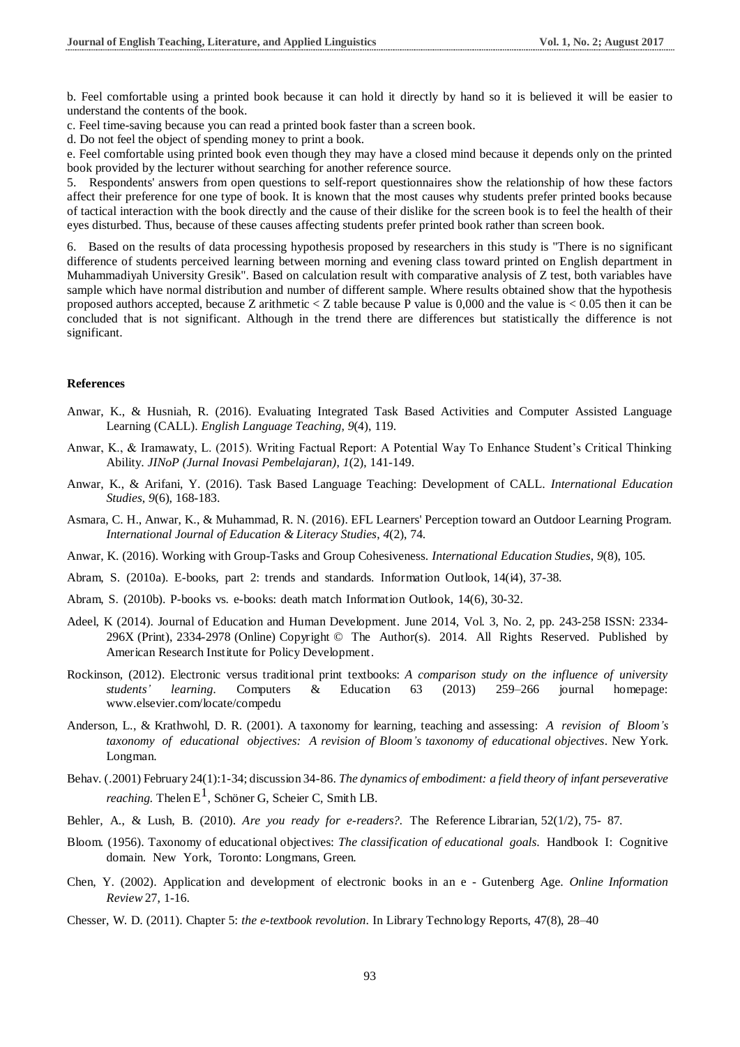b. Feel comfortable using a printed book because it can hold it directly by hand so it is believed it will be easier to understand the contents of the book.

c. Feel time-saving because you can read a printed book faster than a screen book.

d. Do not feel the object of spending money to print a book.

e. Feel comfortable using printed book even though they may have a closed mind because it depends only on the printed book provided by the lecturer without searching for another reference source.

5. Respondents' answers from open questions to self-report questionnaires show the relationship of how these factors affect their preference for one type of book. It is known that the most causes why students prefer printed books because of tactical interaction with the book directly and the cause of their dislike for the screen book is to feel the health of their eyes disturbed. Thus, because of these causes affecting students prefer printed book rather than screen book.

6. Based on the results of data processing hypothesis proposed by researchers in this study is "There is no significant difference of students perceived learning between morning and evening class toward printed on English department in Muhammadiyah University Gresik". Based on calculation result with comparative analysis of Z test, both variables have sample which have normal distribution and number of different sample. Where results obtained show that the hypothesis proposed authors accepted, because Z arithmetic < Z table because P value is 0,000 and the value is < 0.05 then it can be concluded that is not significant. Although in the trend there are differences but statistically the difference is not significant.

## References

Anwar, K., & Husniah, R. (2016). Evaluating Integrated Task Based Activities and Computer Assisted Language Learning (CALL). *English Language Teaching, 9*(4), 119.

Anwar, K., & Iramawaty, L. (2015). Writing Factual Report: A Potential Way To Enhance Student's Critical Thinking Ability. *JINoP (Jurnal Inovasi Pembelajaran), 1*(2), 141-149.

Anwar, K., & Arifani, Y. (2016). Task Based Language Teaching: Development of CALL. *International Education Studies, 9*(6), 168-183.

Asmara, C. H., Anwar, K., & Muhammad, R. N. (2016). EFL Learners' Perception toward an Outdoor Learning Program. *International Journal of Education & Literacy Studies, 4*(2), 74.

Anwar, K. (2016). Working with Group-Tasks and Group Cohesiveness. *International Education Studies, 9*(8), 105.

Abram, S. (2010a). E-books, part 2: trends and standards. Information Outlook, 14(i4), 37-38.

Abram, S. (2010b). P-books vs. e-books: death match Information Outlook, 14(6), 30-32.

Adeel, K (2014). Journal of Education and Human Development. June 2014, Vol. 3, No. 2, pp. 243-258 ISSN: 2334-296X (Print), 2334-2978 (Online) Copyright © The Author(s). 2014. All Rights Reserved. Published by American Research Institute for Policy Development.

Rockinson, (2012). Electronic versus traditional print textbooks: *A comparison study on the influence of university students' learning.* Computers & Education 63 (2013) 259–266 journal homepage: www.elsevier.com/locate/compedu

Anderson, L., & Krathwohl, D. R. (2001). A taxonomy for learning, teaching and assessing: *A revision of Bloom's taxonomy of educational objectives: A revision of Bloom's taxonomy of educational objectives*. New York. Longman.

Behav. (.2001) February 24(1):1-34; discussion 34-86. *The dynamics of embodiment: a field theory of infant perseverative reaching.* Thelen E[1], Schöner G, Scheier C, Smith LB.

Behler, A., & Lush, B. (2010). *Are you ready for e-readers?.* The Reference Librarian, 52(1/2), 75- 87.

Bloom. (1956). Taxonomy of educational objectives: *The classification of educational goals*. Handbook I: Cognitive domain. New York, Toronto: Longmans, Green.

Chen, Y. (2002). Application and development of electronic books in an e - Gutenberg Age. *Online Information Review* 27, 1-16.

Chesser, W. D. (2011). Chapter 5: *the e-textbook revolution*. In Library Technology Reports, 47(8), 28–40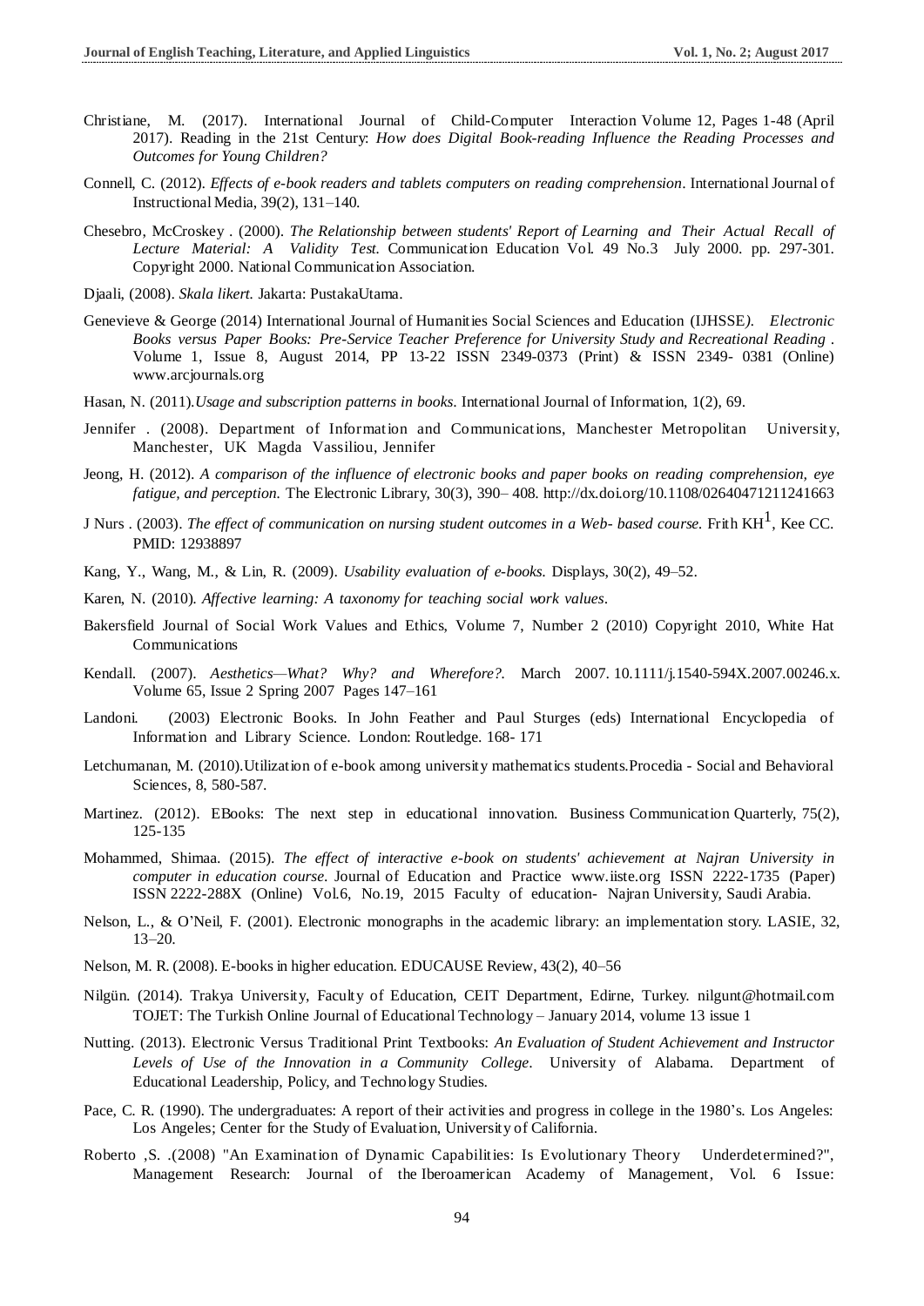Christiane, M. (2017). International Journal of Child-Computer Interaction Volume 12, Pages 1-48 (April 2017). Reading in the 21st Century: *How does Digital Book-reading Influence the Reading Processes and Outcomes for Young Children?*

Connell, C. (2012). *Effects of e-book readers and tablets computers on reading comprehension*. International Journal of Instructional Media, 39(2), 131–140.

Chesebro, McCroskey . (2000). *The Relationship between students' Report of Learning and Their Actual Recall of Lecture Material: A Validity Test.* Communication Education Vol. 49 No.3 July 2000. pp. 297-301. Copyright 2000. National Communication Association.

Djaali, (2008). *Skala likert.* Jakarta: PustakaUtama.

Genevieve & George (2014) International Journal of Humanities Social Sciences and Education (IJHSSE*). Electronic Books versus Paper Books: Pre-Service Teacher Preference for University Study and Recreational Reading* . Volume 1, Issue 8, August 2014, PP 13-22 ISSN 2349-0373 (Print) & ISSN 2349- 0381 (Online) www.arcjournals.org

Hasan, N. (2011).*Usage and subscription patterns in books*. International Journal of Information, 1(2), 69.

Jennifer . (2008). Department of Information and Communications, Manchester Metropolitan University, Manchester, UK Magda Vassiliou, Jennifer

Jeong, H. (2012). *A comparison of the influence of electronic books and paper books on reading comprehension, eye fatigue, and perception.* The Electronic Library, 30(3), 390– 408. http://dx.doi.org/10.1108/02640471211241663

J Nurs . (2003). *The effect of communication on nursing student outcomes in a Web- based course.* Frith KH[1], Kee CC. PMID: 12938897

Kang, Y., Wang, M., & Lin, R. (2009). *Usability evaluation of e-books.* Displays, 30(2), 49–52.

Karen, N. (2010). *Affective learning: A taxonomy for teaching social work values*.

Bakersfield Journal of Social Work Values and Ethics, Volume 7, Number 2 (2010) Copyright 2010, White Hat Communications

Kendall. (2007). *Aesthetics—What? Why? and Wherefore?.* March 2007. 10.1111/j.1540-594X.2007.00246.x. Volume 65, Issue 2 Spring 2007 Pages 147–161

Landoni. (2003) Electronic Books. In John Feather and Paul Sturges (eds) International Encyclopedia of Information and Library Science. London: Routledge. 168- 171

Letchumanan, M. (2010).Utilization of e-book among university mathematics students.Procedia - Social and Behavioral Sciences, 8, 580-587.

Martinez. (2012). EBooks: The next step in educational innovation. Business Communication Quarterly, 75(2), 125-135

Mohammed, Shimaa. (2015). *The effect of interactive e-book on students' achievement at Najran University in computer in education course*. Journal of Education and Practice www.iiste.org ISSN 2222-1735 (Paper) ISSN 2222-288X (Online) Vol.6, No.19, 2015 Faculty of education- Najran University, Saudi Arabia.

Nelson, L., & O'Neil, F. (2001). Electronic monographs in the academic library: an implementation story. LASIE, 32, 13–20.

Nelson, M. R. (2008). E-books in higher education. EDUCAUSE Review, 43(2), 40–56

Nilgün. (2014). Trakya University, Faculty of Education, CEIT Department, Edirne, Turkey. nilgunt@hotmail.com TOJET: The Turkish Online Journal of Educational Technology – January 2014, volume 13 issue 1

Nutting. (2013). Electronic Versus Traditional Print Textbooks: *An Evaluation of Student Achievement and Instructor Levels of Use of the Innovation in a Community College*. University of Alabama. Department of Educational Leadership, Policy, and Technology Studies.

Pace, C. R. (1990). The undergraduates: A report of their activities and progress in college in the 1980's. Los Angeles: Los Angeles; Center for the Study of Evaluation, University of California.

Roberto ,S. .(2008) "An Examination of Dynamic Capabilities: Is Evolutionary Theory Underdetermined?", Management Research: Journal of the Iberoamerican Academy of Management, Vol. 6 Issue: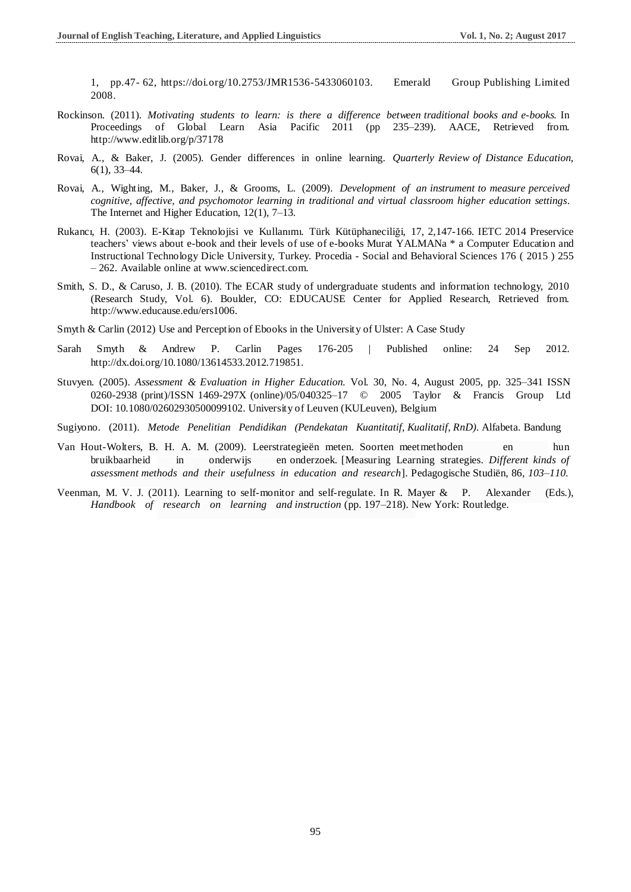1, pp.47- 62, https://doi.org/10.2753/JMR1536-5433060103. Emerald Group Publishing Limited 2008.

Rockinson. (2011). *Motivating students to learn: is there a difference between traditional books and e-books.* In Proceedings of Global Learn Asia Pacific 2011 (pp 235–239). AACE, Retrieved from. http://www.editlib.org/p/37178

Rovai, A., & Baker, J. (2005). Gender differences in online learning. *Quarterly Review of Distance Education*, 6(1), 33–44.

Rovai, A., Wighting, M., Baker, J., & Grooms, L. (2009). *Development of an instrument to measure perceived cognitive, affective, and psychomotor learning in traditional and virtual classroom higher education settings*. The Internet and Higher Education, 12(1), 7–13.

Rukancı, H. (2003). E-Kitap Teknolojisi ve Kullanımı. Türk Kütüphaneciliği, 17, 2,147-166. IETC 2014 Preservice teachers' views about e-book and their levels of use of e-books Murat YALMANa * a Computer Education and Instructional Technology Dicle University, Turkey. Procedia - Social and Behavioral Sciences 176 ( 2015 ) 255 – 262. Available online at www.sciencedirect.com.

Smith, S. D., & Caruso, J. B. (2010). The ECAR study of undergraduate students and information technology, 2010 (Research Study, Vol. 6). Boulder, CO: EDUCAUSE Center for Applied Research, Retrieved from. http://www.educause.edu/ers1006.

Smyth & Carlin (2012) Use and Perception of Ebooks in the University of Ulster: A Case Study

Sarah Smyth & Andrew P. Carlin Pages 176-205 | Published online: 24 Sep 2012. http://dx.doi.org/10.1080/13614533.2012.719851.

Stuvyen. (2005). *Assessment & Evaluation in Higher Education.* Vol. 30, No. 4, August 2005, pp. 325–341 ISSN 0260-2938 (print)/ISSN 1469-297X (online)/05/040325–17 © 2005 Taylor & Francis Group Ltd DOI: 10.1080/02602930500099102. University of Leuven (KULeuven), Belgium

Sugiyono. (2011). *Metode Penelitian Pendidikan (Pendekatan Kuantitatif, Kualitatif, RnD).* Alfabeta. Bandung

Van Hout-Wolters, B. H. A. M. (2009). Leerstrategieën meten. Soorten meetmethoden en hun bruikbaarheid in onderwijs en onderzoek. [Measuring Learning strategies. *Different kinds of assessment methods and their usefulness in education and research*]. Pedagogische Studiën, 86, *103–110.*

Veenman, M. V. J. (2011). Learning to self-monitor and self-regulate. In R. Mayer & P. Alexander (Eds.), *Handbook of research on learning and instruction* (pp. 197–218). New York: Routledge.